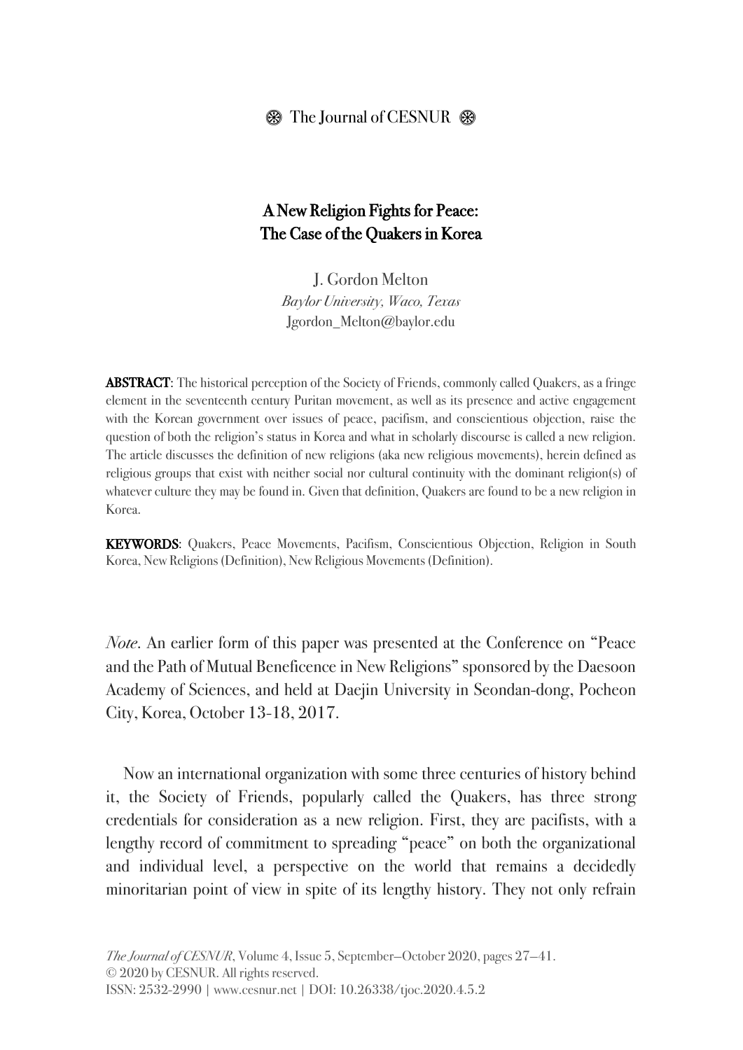# A New Religion Fights for Peace: The Case of the Quakers in Korea

J. Gordon Melton
*Baylor University, Waco, Texas*
Jgordon_Melton@baylor.edu

**ABSTRACT**: The historical perception of the Society of Friends, commonly called Quakers, as a fringe element in the seventeenth century Puritan movement, as well as its presence and active engagement with the Korean government over issues of peace, pacifism, and conscientious objection, raise the question of both the religion's status in Korea and what in scholarly discourse is called a new religion. The article discusses the definition of new religions (aka new religious movements), herein defined as religious groups that exist with neither social nor cultural continuity with the dominant religion(s) of whatever culture they may be found in. Given that definition, Quakers are found to be a new religion in Korea.

**KEYWORDS**: Quakers, Peace Movements, Pacifism, Conscientious Objection, Religion in South Korea, New Religions (Definition), New Religious Movements (Definition).

*Note*. An earlier form of this paper was presented at the Conference on "Peace and the Path of Mutual Beneficence in New Religions" sponsored by the Daesoon Academy of Sciences, and held at Daejin University in Seondan-dong, Pocheon City, Korea, October 13-18, 2017.

Now an international organization with some three centuries of history behind it, the Society of Friends, popularly called the Quakers, has three strong credentials for consideration as a new religion. First, they are pacifists, with a lengthy record of commitment to spreading "peace" on both the organizational and individual level, a perspective on the world that remains a decidedly minoritarian point of view in spite of its lengthy history. They not only refrain

*The Journal of CESNUR*, Volume 4, Issue 5, September—October 2020, pages 27—41.
© 2020 by CESNUR. All rights reserved.
ISSN: 2532-2990 | www.cesnur.net | DOI: 10.26338/tjoc.2020.4.5.2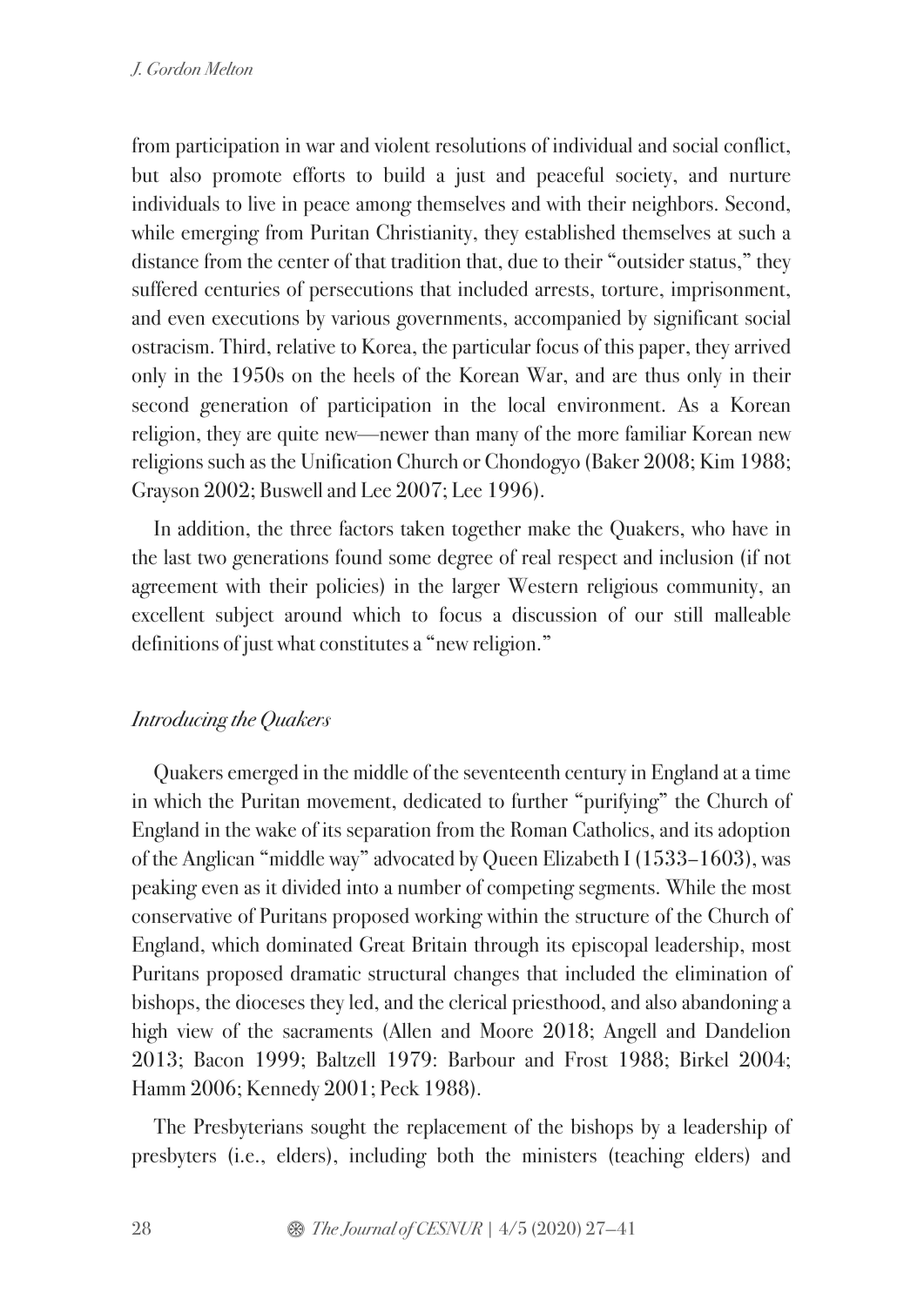from participation in war and violent resolutions of individual and social conflict, but also promote efforts to build a just and peaceful society, and nurture individuals to live in peace among themselves and with their neighbors. Second, while emerging from Puritan Christianity, they established themselves at such a distance from the center of that tradition that, due to their "outsider status," they suffered centuries of persecutions that included arrests, torture, imprisonment, and even executions by various governments, accompanied by significant social ostracism. Third, relative to Korea, the particular focus of this paper, they arrived only in the 1950s on the heels of the Korean War, and are thus only in their second generation of participation in the local environment. As a Korean religion, they are quite new—newer than many of the more familiar Korean new religions such as the Unification Church or Chondogyo (Baker 2008; Kim 1988; Grayson 2002; Buswell and Lee 2007; Lee 1996).

In addition, the three factors taken together make the Quakers, who have in the last two generations found some degree of real respect and inclusion (if not agreement with their policies) in the larger Western religious community, an excellent subject around which to focus a discussion of our still malleable definitions of just what constitutes a "new religion."

## *Introducing the Quakers*

Quakers emerged in the middle of the seventeenth century in England at a time in which the Puritan movement, dedicated to further "purifying" the Church of England in the wake of its separation from the Roman Catholics, and its adoption of the Anglican "middle way" advocated by Queen Elizabeth I (1533–1603), was peaking even as it divided into a number of competing segments. While the most conservative of Puritans proposed working within the structure of the Church of England, which dominated Great Britain through its episcopal leadership, most Puritans proposed dramatic structural changes that included the elimination of bishops, the dioceses they led, and the clerical priesthood, and also abandoning a high view of the sacraments (Allen and Moore 2018; Angell and Dandelion 2013; Bacon 1999; Baltzell 1979: Barbour and Frost 1988; Birkel 2004; Hamm 2006; Kennedy 2001; Peck 1988).

The Presbyterians sought the replacement of the bishops by a leadership of presbyters (i.e., elders), including both the ministers (teaching elders) and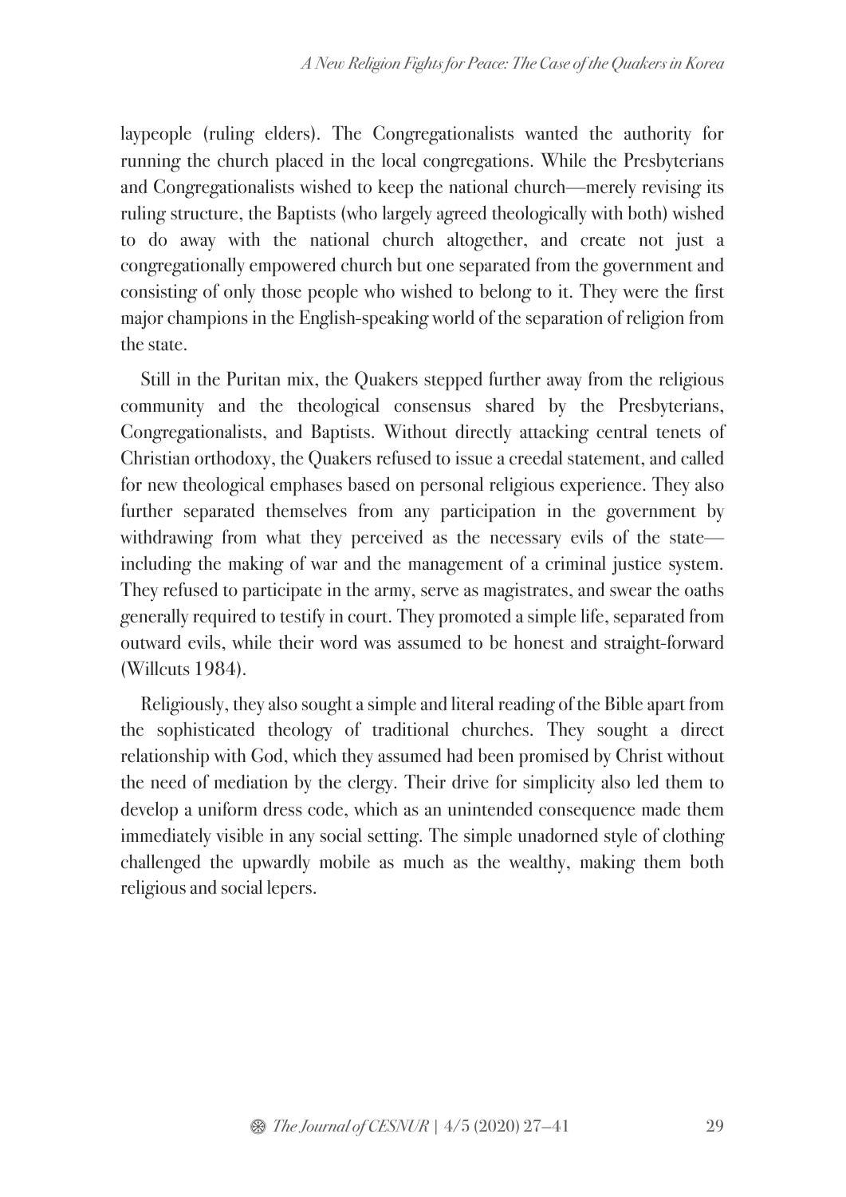laypeople (ruling elders). The Congregationalists wanted the authority for running the church placed in the local congregations. While the Presbyterians and Congregationalists wished to keep the national church—merely revising its ruling structure, the Baptists (who largely agreed theologically with both) wished to do away with the national church altogether, and create not just a congregationally empowered church but one separated from the government and consisting of only those people who wished to belong to it. They were the first major champions in the English-speaking world of the separation of religion from the state.

Still in the Puritan mix, the Quakers stepped further away from the religious community and the theological consensus shared by the Presbyterians, Congregationalists, and Baptists. Without directly attacking central tenets of Christian orthodoxy, the Quakers refused to issue a creedal statement, and called for new theological emphases based on personal religious experience. They also further separated themselves from any participation in the government by withdrawing from what they perceived as the necessary evils of the state—including the making of war and the management of a criminal justice system. They refused to participate in the army, serve as magistrates, and swear the oaths generally required to testify in court. They promoted a simple life, separated from outward evils, while their word was assumed to be honest and straight-forward (Willcuts 1984).

Religiously, they also sought a simple and literal reading of the Bible apart from the sophisticated theology of traditional churches. They sought a direct relationship with God, which they assumed had been promised by Christ without the need of mediation by the clergy. Their drive for simplicity also led them to develop a uniform dress code, which as an unintended consequence made them immediately visible in any social setting. The simple unadorned style of clothing challenged the upwardly mobile as much as the wealthy, making them both religious and social lepers.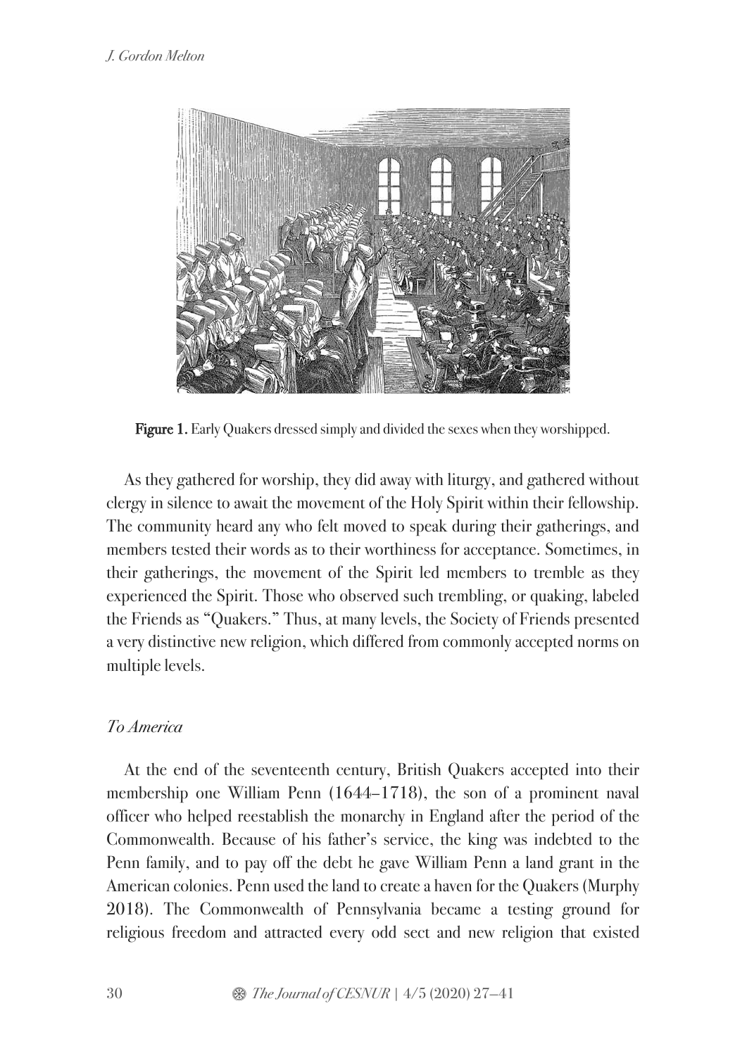**Figure 1.** Early Quakers dressed simply and divided the sexes when they worshipped.

As they gathered for worship, they did away with liturgy, and gathered without clergy in silence to await the movement of the Holy Spirit within their fellowship. The community heard any who felt moved to speak during their gatherings, and members tested their words as to their worthiness for acceptance. Sometimes, in their gatherings, the movement of the Spirit led members to tremble as they experienced the Spirit. Those who observed such trembling, or quaking, labeled the Friends as "Quakers." Thus, at many levels, the Society of Friends presented a very distinctive new religion, which differed from commonly accepted norms on multiple levels.

### *To America*

At the end of the seventeenth century, British Quakers accepted into their membership one William Penn (1644–1718), the son of a prominent naval officer who helped reestablish the monarchy in England after the period of the Commonwealth. Because of his father's service, the king was indebted to the Penn family, and to pay off the debt he gave William Penn a land grant in the American colonies. Penn used the land to create a haven for the Quakers (Murphy 2018). The Commonwealth of Pennsylvania became a testing ground for religious freedom and attracted every odd sect and new religion that existed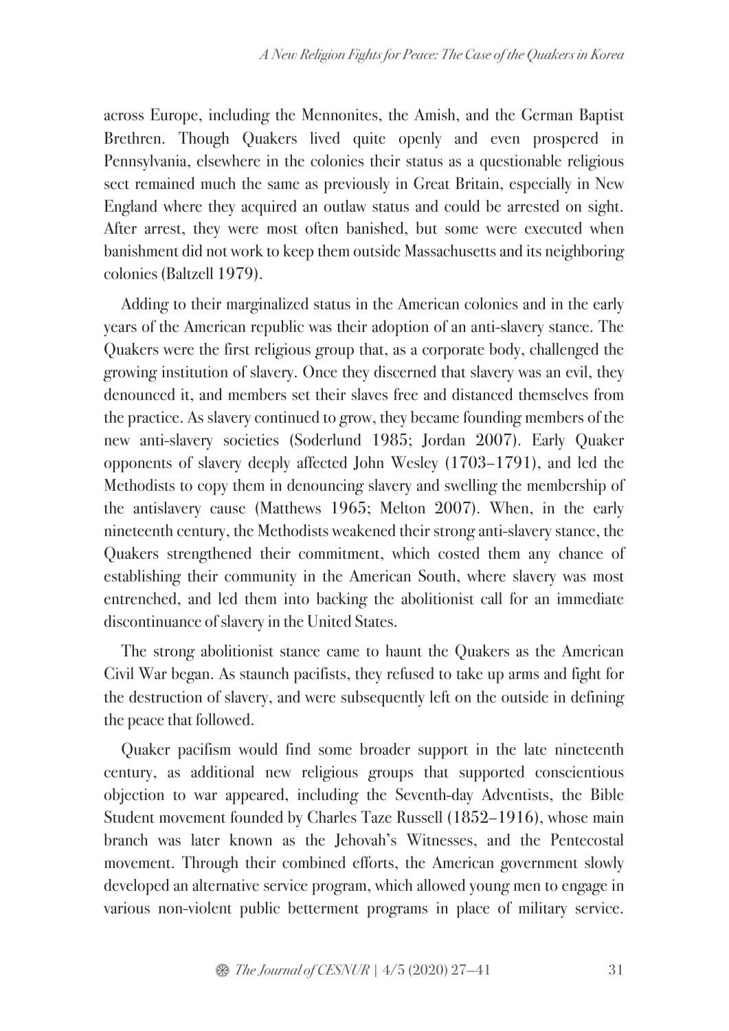across Europe, including the Mennonites, the Amish, and the German Baptist Brethren. Though Quakers lived quite openly and even prospered in Pennsylvania, elsewhere in the colonies their status as a questionable religious sect remained much the same as previously in Great Britain, especially in New England where they acquired an outlaw status and could be arrested on sight. After arrest, they were most often banished, but some were executed when banishment did not work to keep them outside Massachusetts and its neighboring colonies (Baltzell 1979).

Adding to their marginalized status in the American colonies and in the early years of the American republic was their adoption of an anti-slavery stance. The Quakers were the first religious group that, as a corporate body, challenged the growing institution of slavery. Once they discerned that slavery was an evil, they denounced it, and members set their slaves free and distanced themselves from the practice. As slavery continued to grow, they became founding members of the new anti-slavery societies (Soderlund 1985; Jordan 2007). Early Quaker opponents of slavery deeply affected John Wesley (1703–1791), and led the Methodists to copy them in denouncing slavery and swelling the membership of the antislavery cause (Matthews 1965; Melton 2007). When, in the early nineteenth century, the Methodists weakened their strong anti-slavery stance, the Quakers strengthened their commitment, which costed them any chance of establishing their community in the American South, where slavery was most entrenched, and led them into backing the abolitionist call for an immediate discontinuance of slavery in the United States.

The strong abolitionist stance came to haunt the Quakers as the American Civil War began. As staunch pacifists, they refused to take up arms and fight for the destruction of slavery, and were subsequently left on the outside in defining the peace that followed.

Quaker pacifism would find some broader support in the late nineteenth century, as additional new religious groups that supported conscientious objection to war appeared, including the Seventh-day Adventists, the Bible Student movement founded by Charles Taze Russell (1852–1916), whose main branch was later known as the Jehovah's Witnesses, and the Pentecostal movement. Through their combined efforts, the American government slowly developed an alternative service program, which allowed young men to engage in various non-violent public betterment programs in place of military service.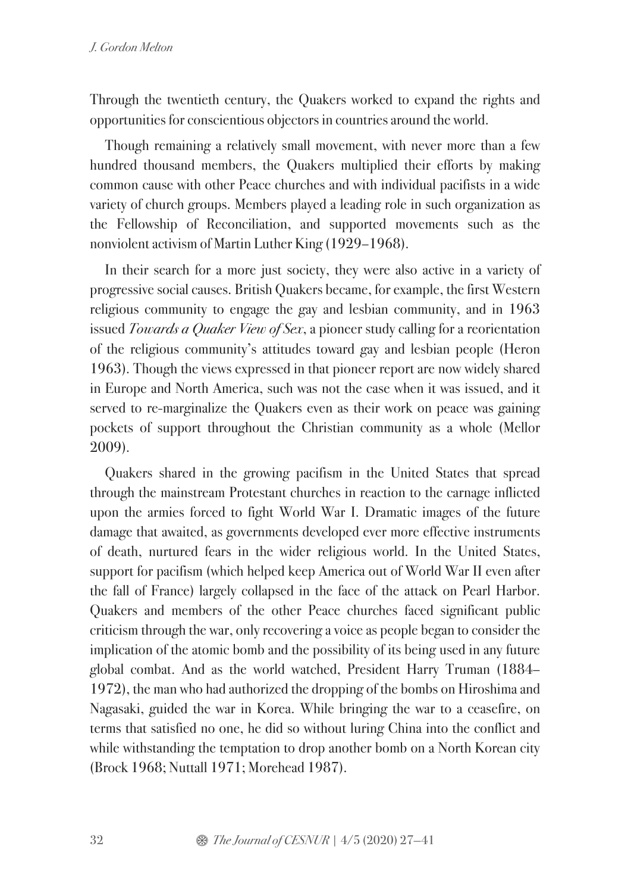Through the twentieth century, the Quakers worked to expand the rights and opportunities for conscientious objectors in countries around the world.

Though remaining a relatively small movement, with never more than a few hundred thousand members, the Quakers multiplied their efforts by making common cause with other Peace churches and with individual pacifists in a wide variety of church groups. Members played a leading role in such organization as the Fellowship of Reconciliation, and supported movements such as the nonviolent activism of Martin Luther King (1929–1968).

In their search for a more just society, they were also active in a variety of progressive social causes. British Quakers became, for example, the first Western religious community to engage the gay and lesbian community, and in 1963 issued *Towards a Quaker View of Sex*, a pioneer study calling for a reorientation of the religious community's attitudes toward gay and lesbian people (Heron 1963). Though the views expressed in that pioneer report are now widely shared in Europe and North America, such was not the case when it was issued, and it served to re-marginalize the Quakers even as their work on peace was gaining pockets of support throughout the Christian community as a whole (Mellor 2009).

Quakers shared in the growing pacifism in the United States that spread through the mainstream Protestant churches in reaction to the carnage inflicted upon the armies forced to fight World War I. Dramatic images of the future damage that awaited, as governments developed ever more effective instruments of death, nurtured fears in the wider religious world. In the United States, support for pacifism (which helped keep America out of World War II even after the fall of France) largely collapsed in the face of the attack on Pearl Harbor. Quakers and members of the other Peace churches faced significant public criticism through the war, only recovering a voice as people began to consider the implication of the atomic bomb and the possibility of its being used in any future global combat. And as the world watched, President Harry Truman (1884–1972), the man who had authorized the dropping of the bombs on Hiroshima and Nagasaki, guided the war in Korea. While bringing the war to a ceasefire, on terms that satisfied no one, he did so without luring China into the conflict and while withstanding the temptation to drop another bomb on a North Korean city (Brock 1968; Nuttall 1971; Morehead 1987).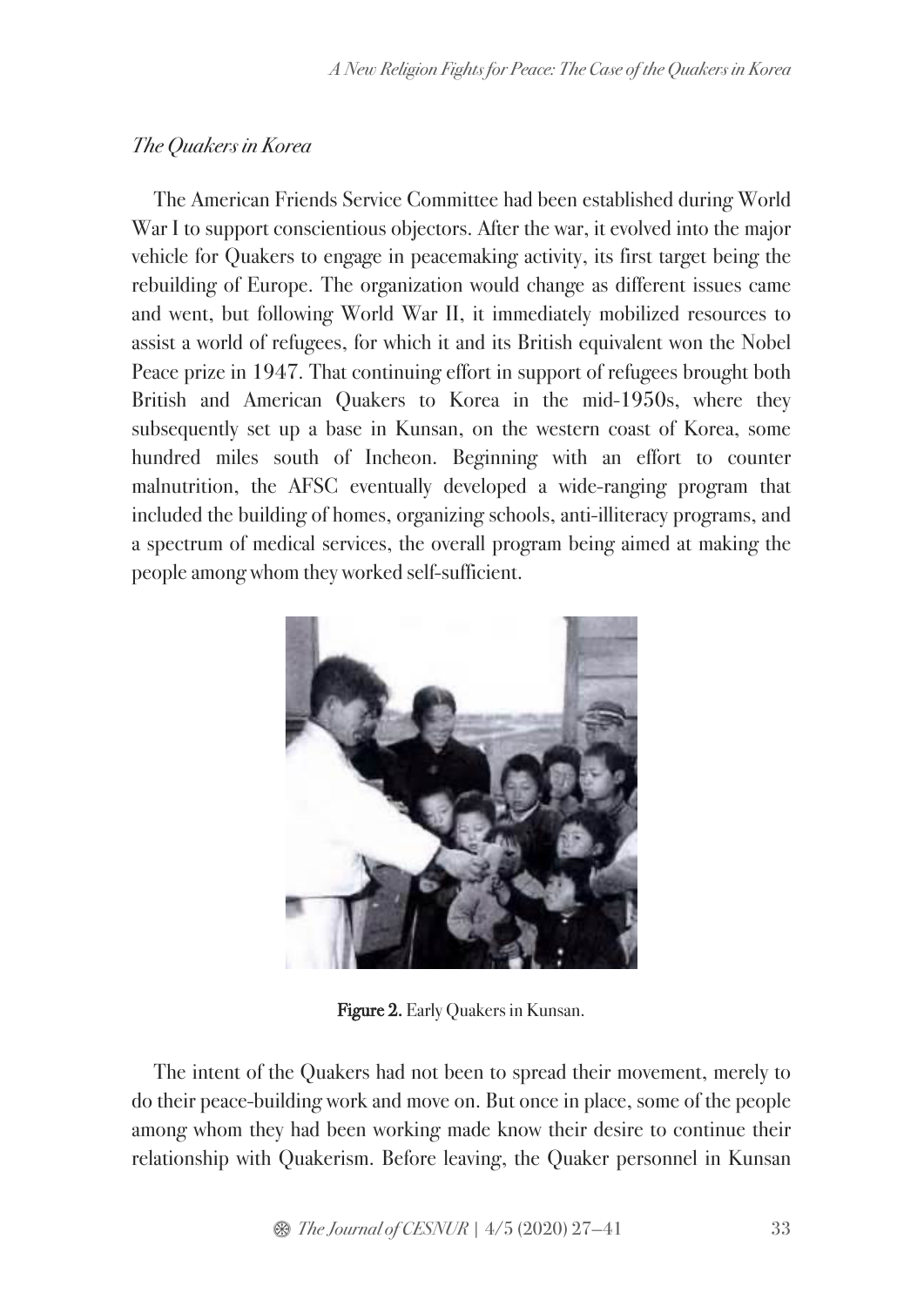*The Quakers in Korea*

The American Friends Service Committee had been established during World War I to support conscientious objectors. After the war, it evolved into the major vehicle for Quakers to engage in peacemaking activity, its first target being the rebuilding of Europe. The organization would change as different issues came and went, but following World War II, it immediately mobilized resources to assist a world of refugees, for which it and its British equivalent won the Nobel Peace prize in 1947. That continuing effort in support of refugees brought both British and American Quakers to Korea in the mid-1950s, where they subsequently set up a base in Kunsan, on the western coast of Korea, some hundred miles south of Incheon. Beginning with an effort to counter malnutrition, the AFSC eventually developed a wide-ranging program that included the building of homes, organizing schools, anti-illiteracy programs, and a spectrum of medical services, the overall program being aimed at making the people among whom they worked self-sufficient.

**Figure 2.** Early Quakers in Kunsan.

The intent of the Quakers had not been to spread their movement, merely to do their peace-building work and move on. But once in place, some of the people among whom they had been working made know their desire to continue their relationship with Quakerism. Before leaving, the Quaker personnel in Kunsan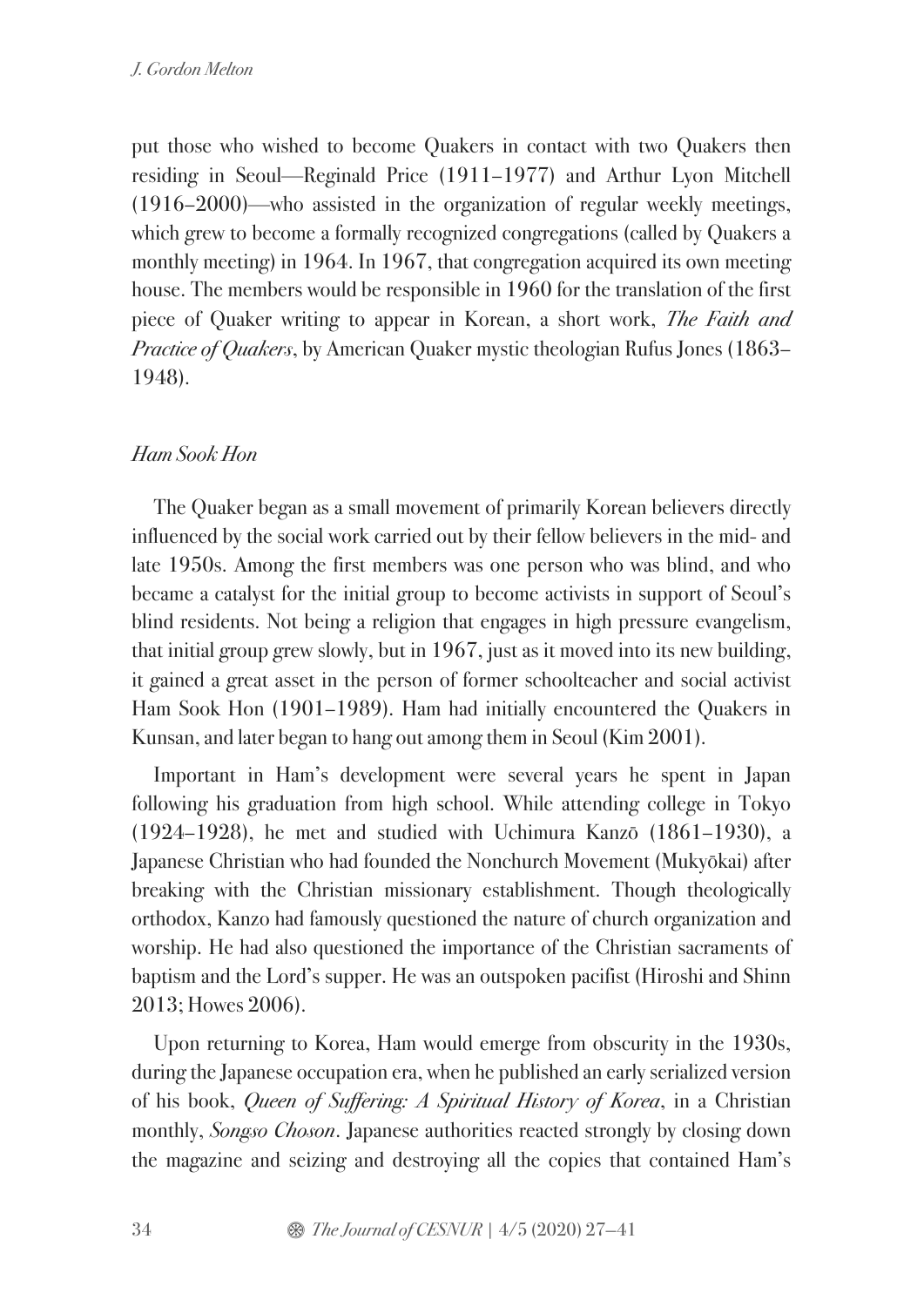put those who wished to become Quakers in contact with two Quakers then residing in Seoul—Reginald Price (1911–1977) and Arthur Lyon Mitchell (1916–2000)—who assisted in the organization of regular weekly meetings, which grew to become a formally recognized congregations (called by Quakers a monthly meeting) in 1964. In 1967, that congregation acquired its own meeting house. The members would be responsible in 1960 for the translation of the first piece of Quaker writing to appear in Korean, a short work, *The Faith and Practice of Quakers*, by American Quaker mystic theologian Rufus Jones (1863–1948).

### *Ham Sook Hon*

The Quaker began as a small movement of primarily Korean believers directly influenced by the social work carried out by their fellow believers in the mid- and late 1950s. Among the first members was one person who was blind, and who became a catalyst for the initial group to become activists in support of Seoul's blind residents. Not being a religion that engages in high pressure evangelism, that initial group grew slowly, but in 1967, just as it moved into its new building, it gained a great asset in the person of former schoolteacher and social activist Ham Sook Hon (1901–1989). Ham had initially encountered the Quakers in Kunsan, and later began to hang out among them in Seoul (Kim 2001).

Important in Ham's development were several years he spent in Japan following his graduation from high school. While attending college in Tokyo (1924–1928), he met and studied with Uchimura Kanzō (1861–1930), a Japanese Christian who had founded the Nonchurch Movement (Mukyōkai) after breaking with the Christian missionary establishment. Though theologically orthodox, Kanzo had famously questioned the nature of church organization and worship. He had also questioned the importance of the Christian sacraments of baptism and the Lord's supper. He was an outspoken pacifist (Hiroshi and Shinn 2013; Howes 2006).

Upon returning to Korea, Ham would emerge from obscurity in the 1930s, during the Japanese occupation era, when he published an early serialized version of his book, *Queen of Suffering: A Spiritual History of Korea*, in a Christian monthly, *Songso Choson*. Japanese authorities reacted strongly by closing down the magazine and seizing and destroying all the copies that contained Ham's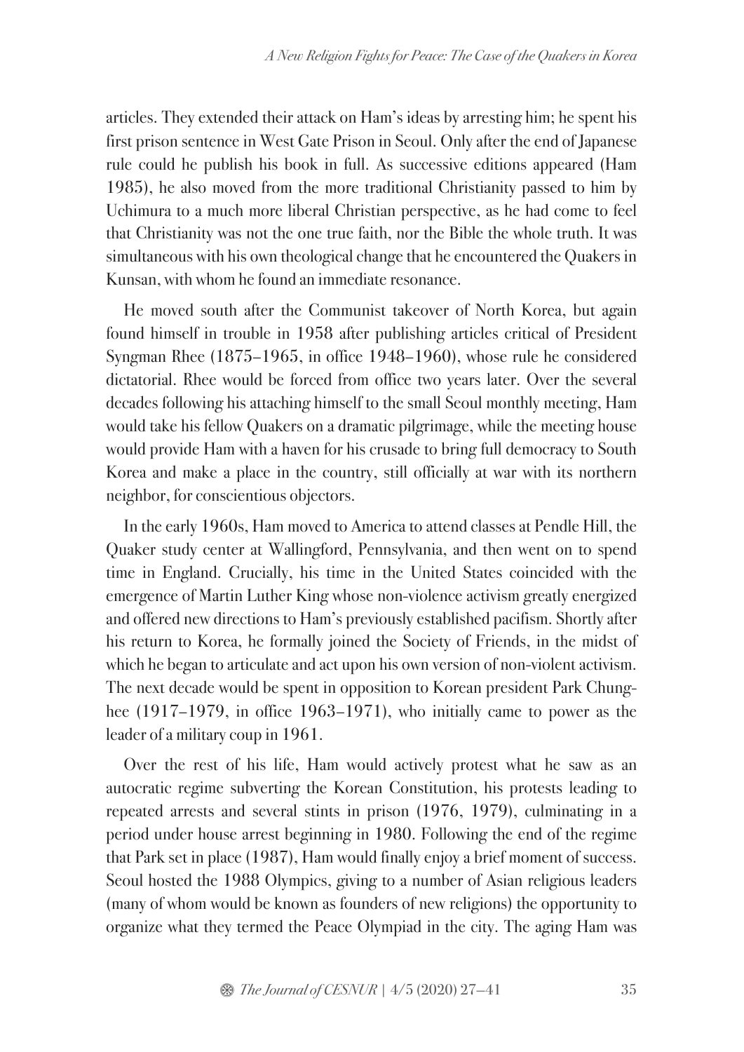articles. They extended their attack on Ham's ideas by arresting him; he spent his first prison sentence in West Gate Prison in Seoul. Only after the end of Japanese rule could he publish his book in full. As successive editions appeared (Ham 1985), he also moved from the more traditional Christianity passed to him by Uchimura to a much more liberal Christian perspective, as he had come to feel that Christianity was not the one true faith, nor the Bible the whole truth. It was simultaneous with his own theological change that he encountered the Quakers in Kunsan, with whom he found an immediate resonance.

He moved south after the Communist takeover of North Korea, but again found himself in trouble in 1958 after publishing articles critical of President Syngman Rhee (1875–1965, in office 1948–1960), whose rule he considered dictatorial. Rhee would be forced from office two years later. Over the several decades following his attaching himself to the small Seoul monthly meeting, Ham would take his fellow Quakers on a dramatic pilgrimage, while the meeting house would provide Ham with a haven for his crusade to bring full democracy to South Korea and make a place in the country, still officially at war with its northern neighbor, for conscientious objectors.

In the early 1960s, Ham moved to America to attend classes at Pendle Hill, the Quaker study center at Wallingford, Pennsylvania, and then went on to spend time in England. Crucially, his time in the United States coincided with the emergence of Martin Luther King whose non-violence activism greatly energized and offered new directions to Ham's previously established pacifism. Shortly after his return to Korea, he formally joined the Society of Friends, in the midst of which he began to articulate and act upon his own version of non-violent activism. The next decade would be spent in opposition to Korean president Park Chung-hee (1917–1979, in office 1963–1971), who initially came to power as the leader of a military coup in 1961.

Over the rest of his life, Ham would actively protest what he saw as an autocratic regime subverting the Korean Constitution, his protests leading to repeated arrests and several stints in prison (1976, 1979), culminating in a period under house arrest beginning in 1980. Following the end of the regime that Park set in place (1987), Ham would finally enjoy a brief moment of success. Seoul hosted the 1988 Olympics, giving to a number of Asian religious leaders (many of whom would be known as founders of new religions) the opportunity to organize what they termed the Peace Olympiad in the city. The aging Ham was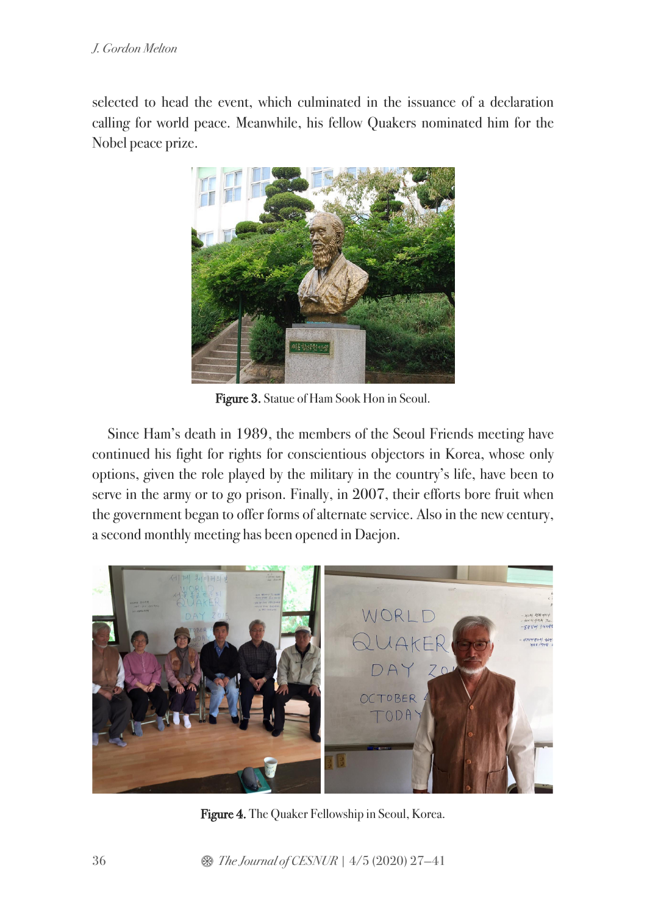selected to head the event, which culminated in the issuance of a declaration calling for world peace. Meanwhile, his fellow Quakers nominated him for the Nobel peace prize.

**Figure 3.** Statue of Ham Sook Hon in Seoul.

Since Ham's death in 1989, the members of the Seoul Friends meeting have continued his fight for rights for conscientious objectors in Korea, whose only options, given the role played by the military in the country's life, have been to serve in the army or to go prison. Finally, in 2007, their efforts bore fruit when the government began to offer forms of alternate service. Also in the new century, a second monthly meeting has been opened in Daejon.

**Figure 4.** The Quaker Fellowship in Seoul, Korea.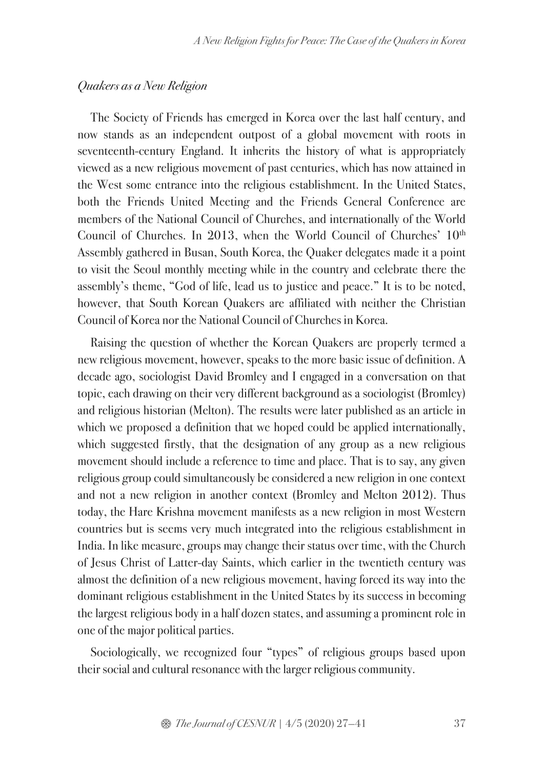*Quakers as a New Religion*

The Society of Friends has emerged in Korea over the last half century, and now stands as an independent outpost of a global movement with roots in seventeenth-century England. It inherits the history of what is appropriately viewed as a new religious movement of past centuries, which has now attained in the West some entrance into the religious establishment. In the United States, both the Friends United Meeting and the Friends General Conference are members of the National Council of Churches, and internationally of the World Council of Churches. In 2013, when the World Council of Churches' 10th Assembly gathered in Busan, South Korea, the Quaker delegates made it a point to visit the Seoul monthly meeting while in the country and celebrate there the assembly's theme, "God of life, lead us to justice and peace." It is to be noted, however, that South Korean Quakers are affiliated with neither the Christian Council of Korea nor the National Council of Churches in Korea.

Raising the question of whether the Korean Quakers are properly termed a new religious movement, however, speaks to the more basic issue of definition. A decade ago, sociologist David Bromley and I engaged in a conversation on that topic, each drawing on their very different background as a sociologist (Bromley) and religious historian (Melton). The results were later published as an article in which we proposed a definition that we hoped could be applied internationally, which suggested firstly, that the designation of any group as a new religious movement should include a reference to time and place. That is to say, any given religious group could simultaneously be considered a new religion in one context and not a new religion in another context (Bromley and Melton 2012). Thus today, the Hare Krishna movement manifests as a new religion in most Western countries but is seems very much integrated into the religious establishment in India. In like measure, groups may change their status over time, with the Church of Jesus Christ of Latter-day Saints, which earlier in the twentieth century was almost the definition of a new religious movement, having forced its way into the dominant religious establishment in the United States by its success in becoming the largest religious body in a half dozen states, and assuming a prominent role in one of the major political parties.

Sociologically, we recognized four "types" of religious groups based upon their social and cultural resonance with the larger religious community.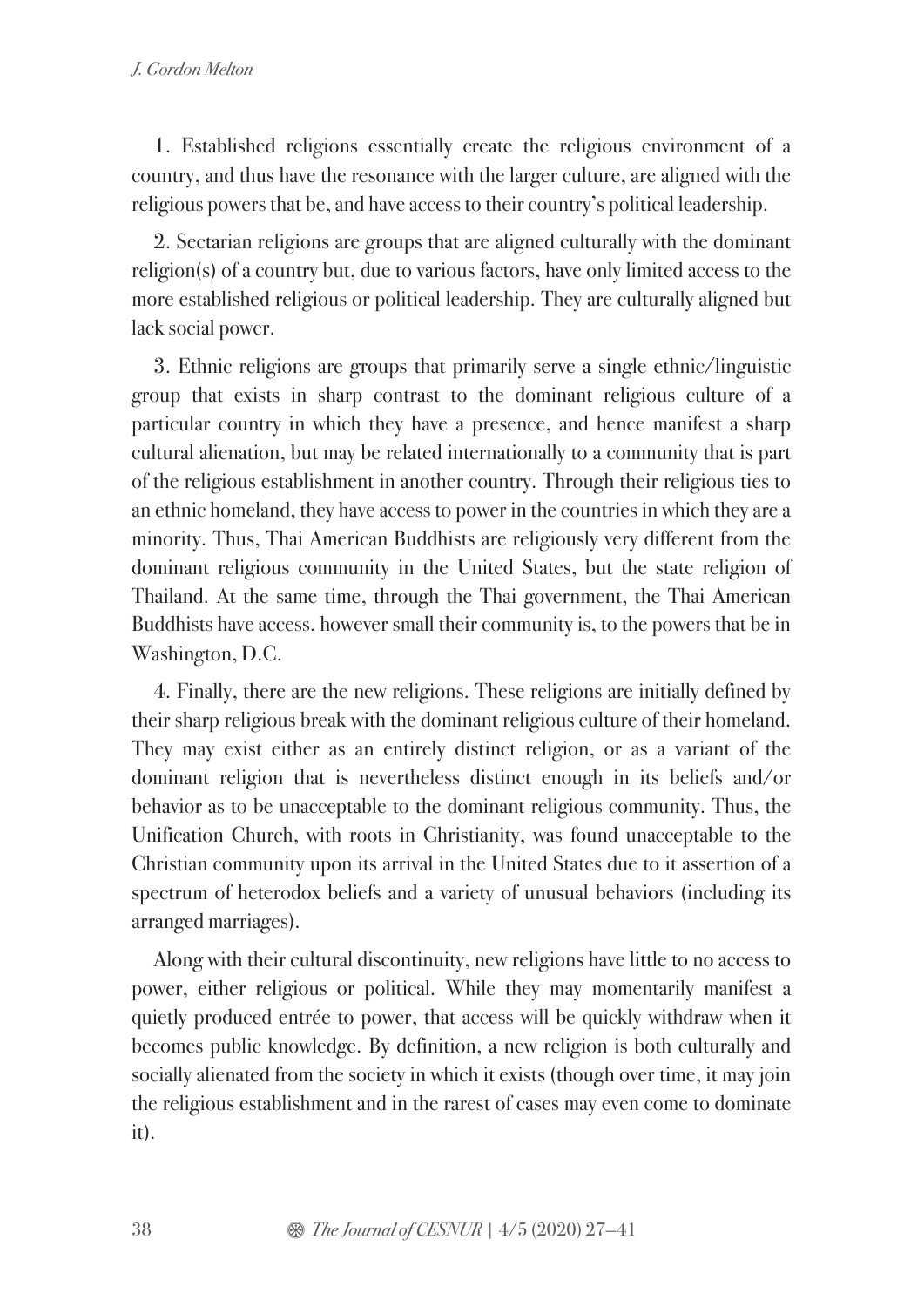1. Established religions essentially create the religious environment of a country, and thus have the resonance with the larger culture, are aligned with the religious powers that be, and have access to their country's political leadership.

2. Sectarian religions are groups that are aligned culturally with the dominant religion(s) of a country but, due to various factors, have only limited access to the more established religious or political leadership. They are culturally aligned but lack social power.

3. Ethnic religions are groups that primarily serve a single ethnic/linguistic group that exists in sharp contrast to the dominant religious culture of a particular country in which they have a presence, and hence manifest a sharp cultural alienation, but may be related internationally to a community that is part of the religious establishment in another country. Through their religious ties to an ethnic homeland, they have access to power in the countries in which they are a minority. Thus, Thai American Buddhists are religiously very different from the dominant religious community in the United States, but the state religion of Thailand. At the same time, through the Thai government, the Thai American Buddhists have access, however small their community is, to the powers that be in Washington, D.C.

4. Finally, there are the new religions. These religions are initially defined by their sharp religious break with the dominant religious culture of their homeland. They may exist either as an entirely distinct religion, or as a variant of the dominant religion that is nevertheless distinct enough in its beliefs and/or behavior as to be unacceptable to the dominant religious community. Thus, the Unification Church, with roots in Christianity, was found unacceptable to the Christian community upon its arrival in the United States due to it assertion of a spectrum of heterodox beliefs and a variety of unusual behaviors (including its arranged marriages).

Along with their cultural discontinuity, new religions have little to no access to power, either religious or political. While they may momentarily manifest a quietly produced entrée to power, that access will be quickly withdraw when it becomes public knowledge. By definition, a new religion is both culturally and socially alienated from the society in which it exists (though over time, it may join the religious establishment and in the rarest of cases may even come to dominate it).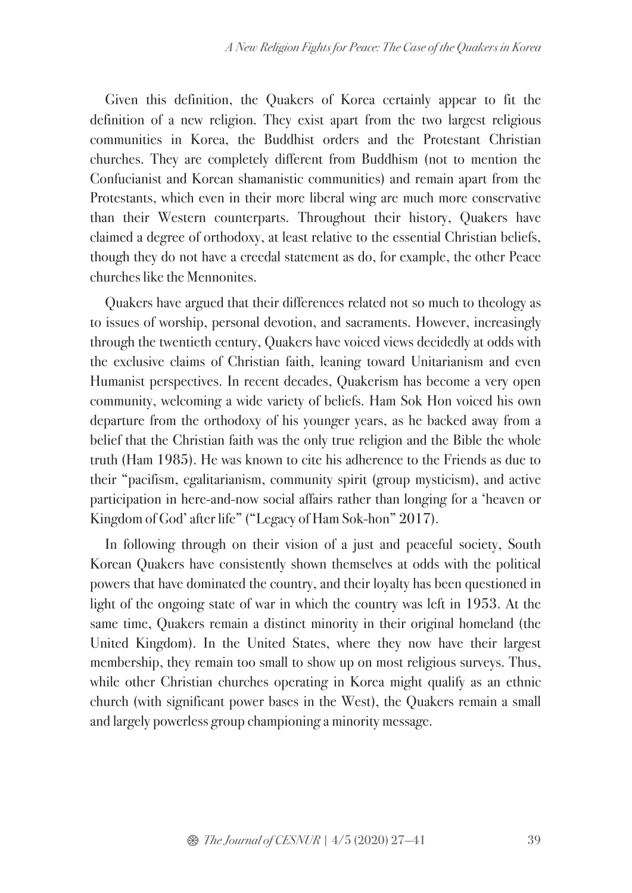Given this definition, the Quakers of Korea certainly appear to fit the definition of a new religion. They exist apart from the two largest religious communities in Korea, the Buddhist orders and the Protestant Christian churches. They are completely different from Buddhism (not to mention the Confucianist and Korean shamanistic communities) and remain apart from the Protestants, which even in their more liberal wing are much more conservative than their Western counterparts. Throughout their history, Quakers have claimed a degree of orthodoxy, at least relative to the essential Christian beliefs, though they do not have a creedal statement as do, for example, the other Peace churches like the Mennonites.

Quakers have argued that their differences related not so much to theology as to issues of worship, personal devotion, and sacraments. However, increasingly through the twentieth century, Quakers have voiced views decidedly at odds with the exclusive claims of Christian faith, leaning toward Unitarianism and even Humanist perspectives. In recent decades, Quakerism has become a very open community, welcoming a wide variety of beliefs. Ham Sok Hon voiced his own departure from the orthodoxy of his younger years, as he backed away from a belief that the Christian faith was the only true religion and the Bible the whole truth (Ham 1985). He was known to cite his adherence to the Friends as due to their "pacifism, egalitarianism, community spirit (group mysticism), and active participation in here-and-now social affairs rather than longing for a 'heaven or Kingdom of God' after life" ("Legacy of Ham Sok-hon" 2017).

In following through on their vision of a just and peaceful society, South Korean Quakers have consistently shown themselves at odds with the political powers that have dominated the country, and their loyalty has been questioned in light of the ongoing state of war in which the country was left in 1953. At the same time, Quakers remain a distinct minority in their original homeland (the United Kingdom). In the United States, where they now have their largest membership, they remain too small to show up on most religious surveys. Thus, while other Christian churches operating in Korea might qualify as an ethnic church (with significant power bases in the West), the Quakers remain a small and largely powerless group championing a minority message.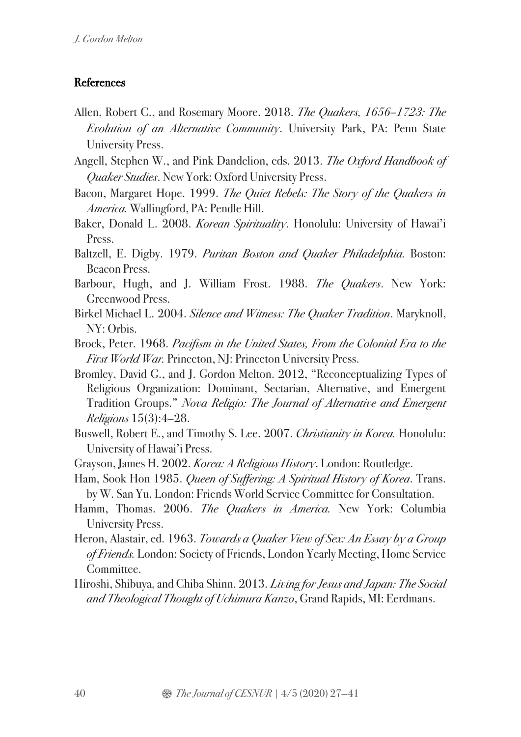## References

Allen, Robert C., and Rosemary Moore. 2018. *The Quakers, 1656–1723: The Evolution of an Alternative Community*. University Park, PA: Penn State University Press.

Angell, Stephen W., and Pink Dandelion, eds. 2013. *The Oxford Handbook of Quaker Studies*. New York: Oxford University Press.

Bacon, Margaret Hope. 1999. *The Quiet Rebels: The Story of the Quakers in America.* Wallingford, PA: Pendle Hill.

Baker, Donald L. 2008. *Korean Spirituality*. Honolulu: University of Hawai'i Press.

Baltzell, E. Digby. 1979. *Puritan Boston and Quaker Philadelphia.* Boston: Beacon Press.

Barbour, Hugh, and J. William Frost. 1988. *The Quakers*. New York: Greenwood Press.

Birkel Michael L. 2004. *Silence and Witness: The Quaker Tradition*. Maryknoll, NY: Orbis.

Brock, Peter. 1968. *Pacifism in the United States, From the Colonial Era to the First World War.* Princeton, NJ: Princeton University Press.

Bromley, David G., and J. Gordon Melton. 2012, "Reconceptualizing Types of Religious Organization: Dominant, Sectarian, Alternative, and Emergent Tradition Groups." *Nova Religio: The Journal of Alternative and Emergent Religions* 15(3):4–28.

Buswell, Robert E., and Timothy S. Lee. 2007. *Christianity in Korea.* Honolulu: University of Hawai'i Press.

Grayson, James H. 2002. *Korea: A Religious History*. London: Routledge.

Ham, Sook Hon 1985. *Queen of Suffering: A Spiritual History of Korea*. Trans. by W. San Yu. London: Friends World Service Committee for Consultation.

Hamm, Thomas. 2006. *The Quakers in America.* New York: Columbia University Press.

Heron, Alastair, ed. 1963. *Towards a Quaker View of Sex: An Essay by a Group of Friends.* London: Society of Friends, London Yearly Meeting, Home Service Committee.

Hiroshi, Shibuya, and Chiba Shinn. 2013. *Living for Jesus and Japan: The Social and Theological Thought of Uchimura Kanzo*, Grand Rapids, MI: Eerdmans.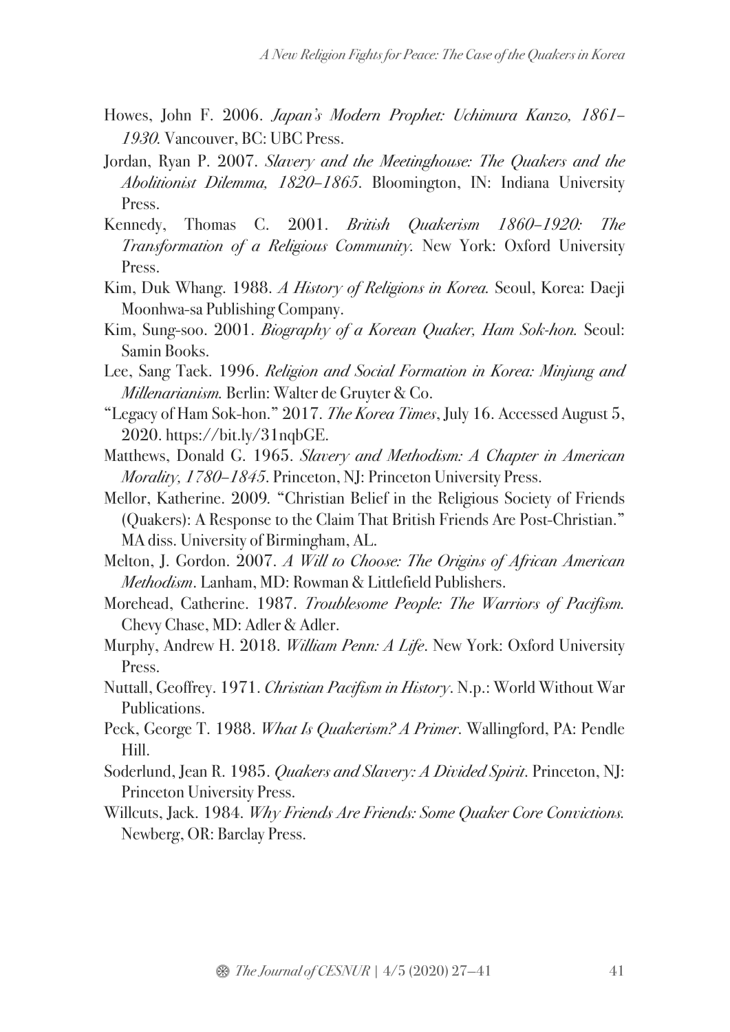Howes, John F. 2006. *Japan's Modern Prophet: Uchimura Kanzo, 1861–1930.* Vancouver, BC: UBC Press.

Jordan, Ryan P. 2007. *Slavery and the Meetinghouse: The Quakers and the Abolitionist Dilemma, 1820–1865*. Bloomington, IN: Indiana University Press.

Kennedy, Thomas C. 2001. *British Quakerism 1860–1920: The Transformation of a Religious Community*. New York: Oxford University Press.

Kim, Duk Whang. 1988. *A History of Religions in Korea.* Seoul, Korea: Daeji Moonhwa-sa Publishing Company.

Kim, Sung-soo. 2001. *Biography of a Korean Quaker, Ham Sok-hon.* Seoul: Samin Books.

Lee, Sang Taek. 1996. *Religion and Social Formation in Korea: Minjung and Millenarianism.* Berlin: Walter de Gruyter & Co.

"Legacy of Ham Sok-hon." 2017. *The Korea Times*, July 16. Accessed August 5, 2020. https://bit.ly/31nqbGE.

Matthews, Donald G. 1965. *Slavery and Methodism: A Chapter in American Morality, 1780–1845*. Princeton, NJ: Princeton University Press.

Mellor, Katherine. 2009. "Christian Belief in the Religious Society of Friends (Quakers): A Response to the Claim That British Friends Are Post-Christian." MA diss. University of Birmingham, AL.

Melton, J. Gordon. 2007. *A Will to Choose: The Origins of African American Methodism*. Lanham, MD: Rowman & Littlefield Publishers.

Morehead, Catherine. 1987. *Troublesome People: The Warriors of Pacifism.* Chevy Chase, MD: Adler & Adler.

Murphy, Andrew H. 2018. *William Penn: A Life*. New York: Oxford University Press.

Nuttall, Geoffrey. 1971. *Christian Pacifism in History*. N.p.: World Without War Publications.

Peck, George T. 1988. *What Is Quakerism? A Primer*. Wallingford, PA: Pendle Hill.

Soderlund, Jean R. 1985. *Quakers and Slavery: A Divided Spirit*. Princeton, NJ: Princeton University Press.

Willcuts, Jack. 1984. *Why Friends Are Friends: Some Quaker Core Convictions.* Newberg, OR: Barclay Press.